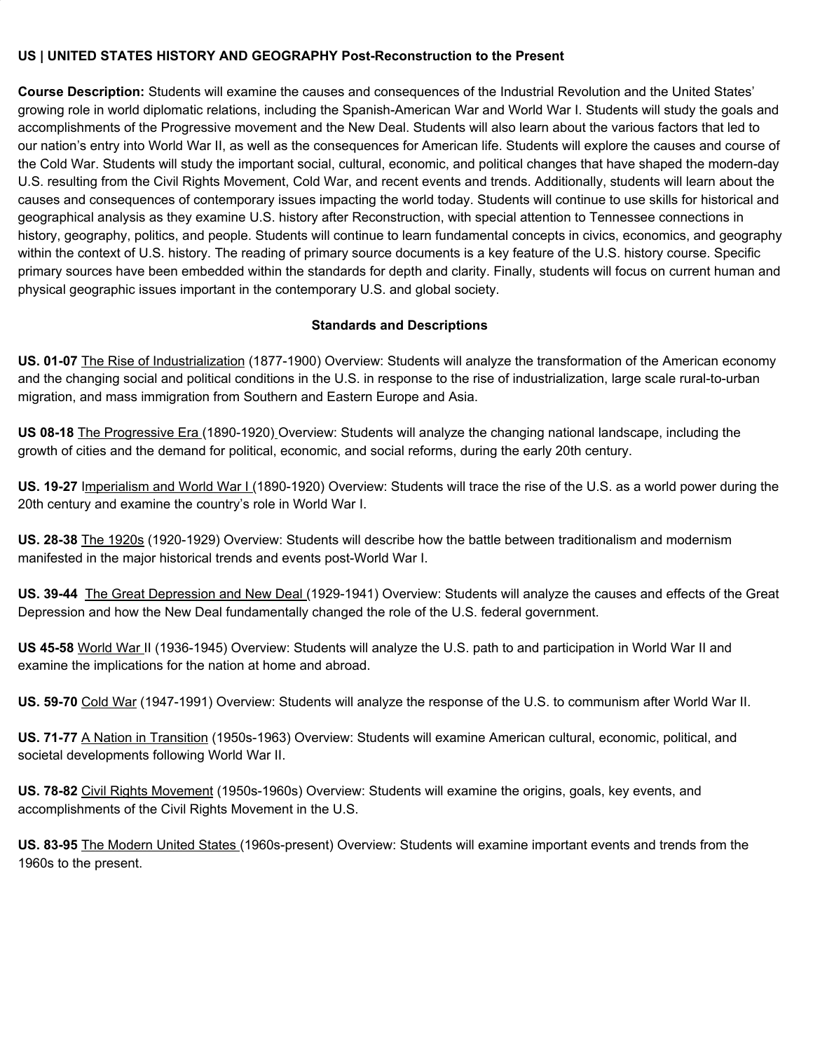**US | UNITED STATES HISTORY AND GEOGRAPHY Post-Reconstruction to the Present**

**Course Description:** Students will examine the causes and consequences of the Industrial Revolution and the United States' growing role in world diplomatic relations, including the Spanish-American War and World War I. Students will study the goals and accomplishments of the Progressive movement and the New Deal. Students will also learn about the various factors that led to our nation's entry into World War II, as well as the consequences for American life. Students will explore the causes and course of the Cold War. Students will study the important social, cultural, economic, and political changes that have shaped the modern-day U.S. resulting from the Civil Rights Movement, Cold War, and recent events and trends. Additionally, students will learn about the causes and consequences of contemporary issues impacting the world today. Students will continue to use skills for historical and geographical analysis as they examine U.S. history after Reconstruction, with special attention to Tennessee connections in history, geography, politics, and people. Students will continue to learn fundamental concepts in civics, economics, and geography within the context of U.S. history. The reading of primary source documents is a key feature of the U.S. history course. Specific primary sources have been embedded within the standards for depth and clarity. Finally, students will focus on current human and physical geographic issues important in the contemporary U.S. and global society.

**Standards and Descriptions**

**US. 01-07** The Rise of Industrialization (1877-1900) Overview: Students will analyze the transformation of the American economy and the changing social and political conditions in the U.S. in response to the rise of industrialization, large scale rural-to-urban migration, and mass immigration from Southern and Eastern Europe and Asia.

**US 08-18** The Progressive Era (1890-1920) Overview: Students will analyze the changing national landscape, including the growth of cities and the demand for political, economic, and social reforms, during the early 20th century.

**US. 19-27** Imperialism and World War I (1890-1920) Overview: Students will trace the rise of the U.S. as a world power during the 20th century and examine the country's role in World War I.

**US. 28-38** The 1920s (1920-1929) Overview: Students will describe how the battle between traditionalism and modernism manifested in the major historical trends and events post-World War I.

**US. 39-44** The Great Depression and New Deal (1929-1941) Overview: Students will analyze the causes and effects of the Great Depression and how the New Deal fundamentally changed the role of the U.S. federal government.

**US 45-58** World War II (1936-1945) Overview: Students will analyze the U.S. path to and participation in World War II and examine the implications for the nation at home and abroad.

**US. 59-70** Cold War (1947-1991) Overview: Students will analyze the response of the U.S. to communism after World War II.

**US. 71-77** A Nation in Transition (1950s-1963) Overview: Students will examine American cultural, economic, political, and societal developments following World War II.

**US. 78-82** Civil Rights Movement (1950s-1960s) Overview: Students will examine the origins, goals, key events, and accomplishments of the Civil Rights Movement in the U.S.

**US. 83-95** The Modern United States (1960s-present) Overview: Students will examine important events and trends from the 1960s to the present.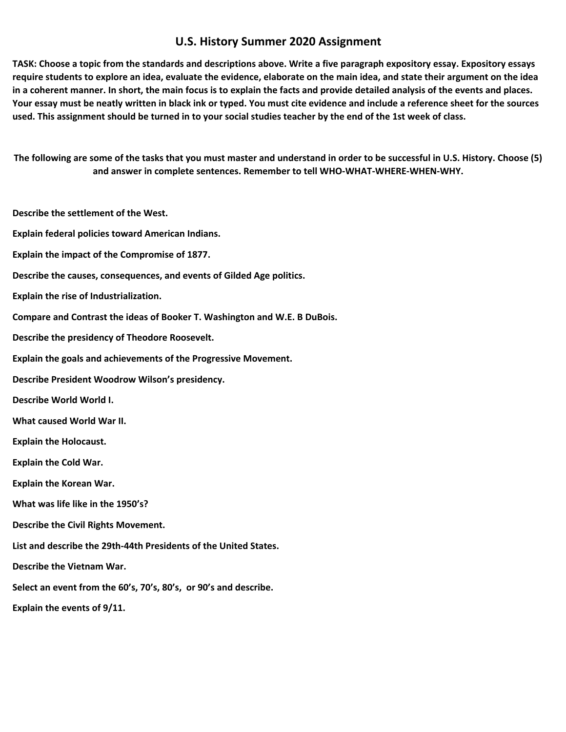# U.S. History Summer 2020 Assignment

**TASK: Choose a topic from the standards and descriptions above. Write a five paragraph expository essay. Expository essays require students to explore an idea, evaluate the evidence, elaborate on the main idea, and state their argument on the idea in a coherent manner. In short, the main focus is to explain the facts and provide detailed analysis of the events and places. Your essay must be neatly written in black ink or typed. You must cite evidence and include a reference sheet for the sources used. This assignment should be turned in to your social studies teacher by the end of the 1st week of class.**

**The following are some of the tasks that you must master and understand in order to be successful in U.S. History. Choose (5) and answer in complete sentences. Remember to tell WHO-WHAT-WHERE-WHEN-WHY.**

**Describe the settlement of the West.**

**Explain federal policies toward American Indians.**

**Explain the impact of the Compromise of 1877.**

**Describe the causes, consequences, and events of Gilded Age politics.**

**Explain the rise of Industrialization.**

**Compare and Contrast the ideas of Booker T. Washington and W.E. B DuBois.**

**Describe the presidency of Theodore Roosevelt.**

**Explain the goals and achievements of the Progressive Movement.**

**Describe President Woodrow Wilson's presidency.**

**Describe World World I.**

**What caused World War II.**

**Explain the Holocaust.**

**Explain the Cold War.**

**Explain the Korean War.**

**What was life like in the 1950's?**

**Describe the Civil Rights Movement.**

**List and describe the 29th-44th Presidents of the United States.**

**Describe the Vietnam War.**

**Select an event from the 60's, 70's, 80's, or 90's and describe.**

**Explain the events of 9/11.**